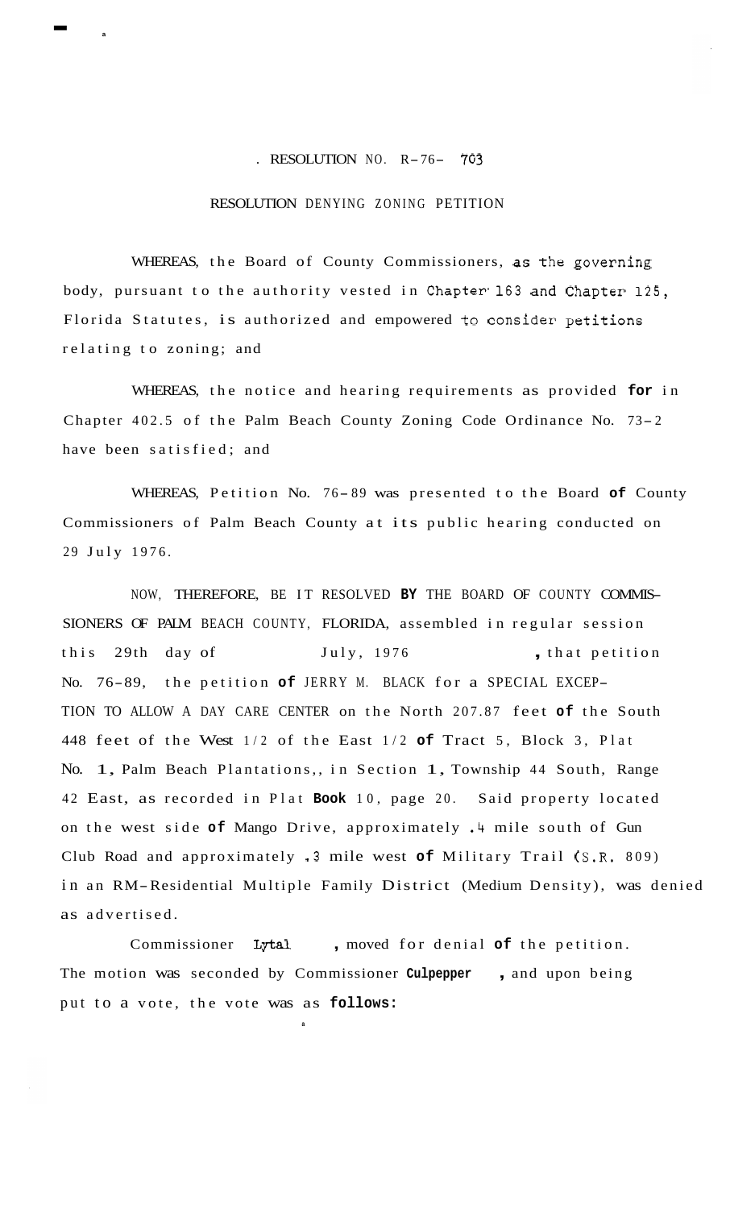RESOLUTION NO. R-76- 703

RESOLUTION DENYING ZONING PETITION

WHEREAS, the Board of County Commissioners, as the governing body, pursuant to the authority vested in Chapter 163 and Chapter 125, Florida Statutes, is authorized and empowered to consider petitions relating to zoning; and

WHEREAS, the notice and hearing requirements as provided for in Chapter 402.5 of the Palm Beach County Zoning Code Ordinance No. 73-2 have been satisfied; and

WHEREAS, Petition No. 76-89 was presented to the Board of County Commissioners of Palm Beach County at its public hearing conducted on 29 July 1976.

NOW, THEREFORE, BE IT RESOLVED BY THE BOARD OF COUNTY COMMISSIONERS OF PALM BEACH COUNTY, FLORIDA, assembled in regular session this 29th day of July, 1976, that petition No. 76-89, the petition of JERRY M. BLACK for a SPECIAL EXCEPTION TO ALLOW A DAY CARE CENTER on the North 207.87 feet of the South 448 feet of the West 1/2 of the East 1/2 of Tract 5, Block 3, Plat No. 1, Palm Beach Plantations,, in Section 1, Township 44 South, Range 42 East, as recorded in Plat Book 10, page 20. Said property located on the west side of Mango Drive, approximately .4 mile south of Gun Club Road and approximately .3 mile west of Military Trail (S.R. 809) in an RM-Residential Multiple Family District (Medium Density), was denied as advertised.

Commissioner Lytal, moved for denial of the petition. The motion was seconded by Commissioner Culpepper, and upon being put to a vote, the vote was as follows: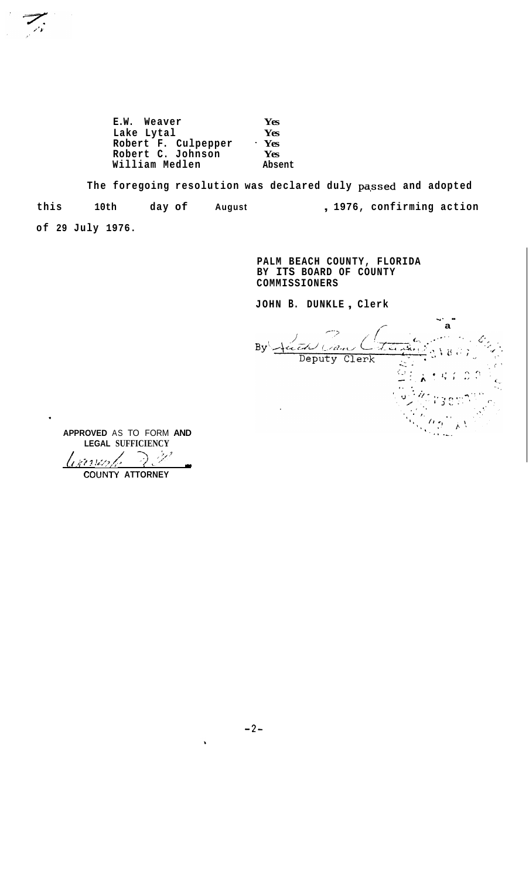| | |
|---|---|
| E.W. Weaver | Yes |
| Lake Lytal | Yes |
| Robert F. Culpepper | Yes |
| Robert C. Johnson | Yes |
| William Medlen | Absent |

The foregoing resolution was declared duly passed and adopted this 10th day of August, 1976, confirming action of 29 July 1976.

PALM BEACH COUNTY, FLORIDA
BY ITS BOARD OF COUNTY
COMMISSIONERS

JOHN B. DUNKLE, Clerk

By ______________________
Deputy Clerk

APPROVED AS TO FORM AND
LEGAL SUFFICIENCY

______________________
COUNTY ATTORNEY